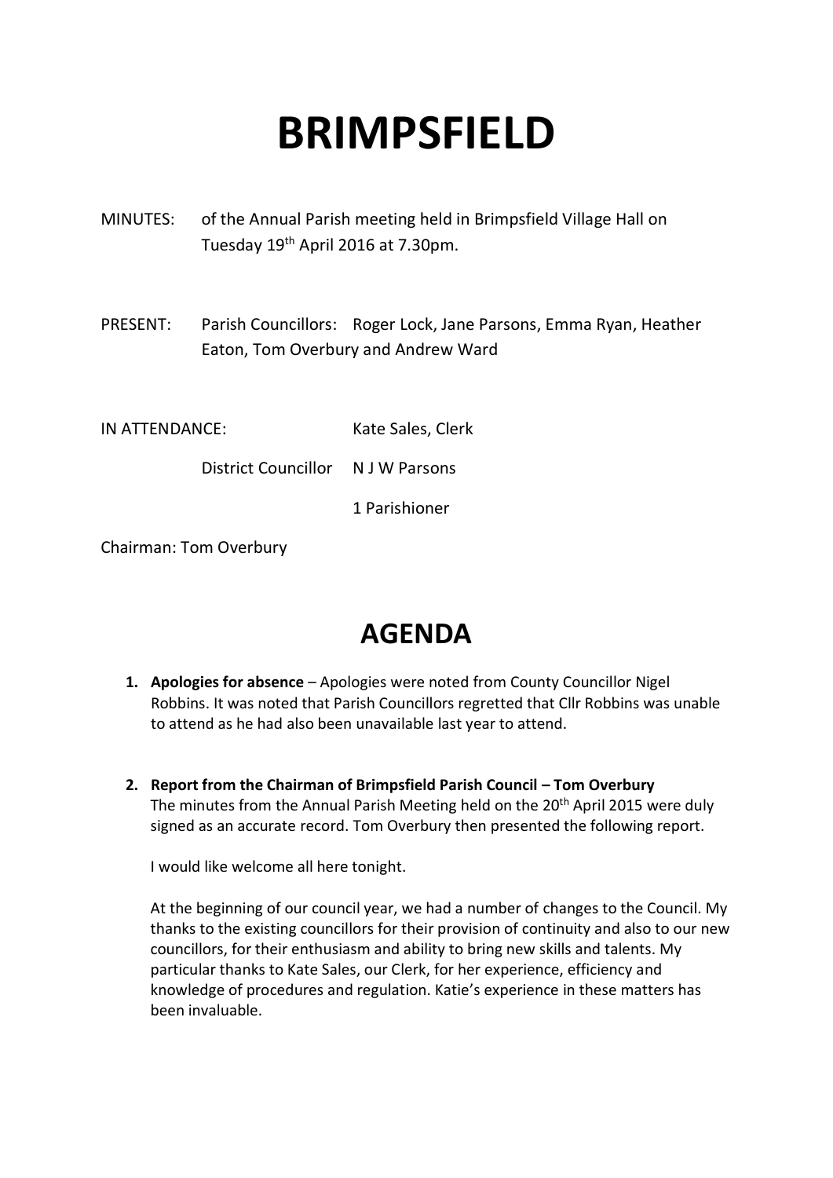# BRIMPSFIELD

MINUTES: of the Annual Parish meeting held in Brimpsfield Village Hall on Tuesday 19th April 2016 at 7.30pm.

PRESENT: Parish Councillors: Roger Lock, Jane Parsons, Emma Ryan, Heather Eaton, Tom Overbury and Andrew Ward

IN ATTENDANCE: Kate Sales, Clerk

District Councillor N J W Parsons

1 Parishioner

Chairman: Tom Overbury

## AGENDA

1. **Apologies for absence** – Apologies were noted from County Councillor Nigel Robbins. It was noted that Parish Councillors regretted that Cllr Robbins was unable to attend as he had also been unavailable last year to attend.

2. **Report from the Chairman of Brimpsfield Parish Council – Tom Overbury**
   The minutes from the Annual Parish Meeting held on the 20th April 2015 were duly signed as an accurate record. Tom Overbury then presented the following report.

   I would like welcome all here tonight.

   At the beginning of our council year, we had a number of changes to the Council. My thanks to the existing councillors for their provision of continuity and also to our new councillors, for their enthusiasm and ability to bring new skills and talents. My particular thanks to Kate Sales, our Clerk, for her experience, efficiency and knowledge of procedures and regulation. Katie's experience in these matters has been invaluable.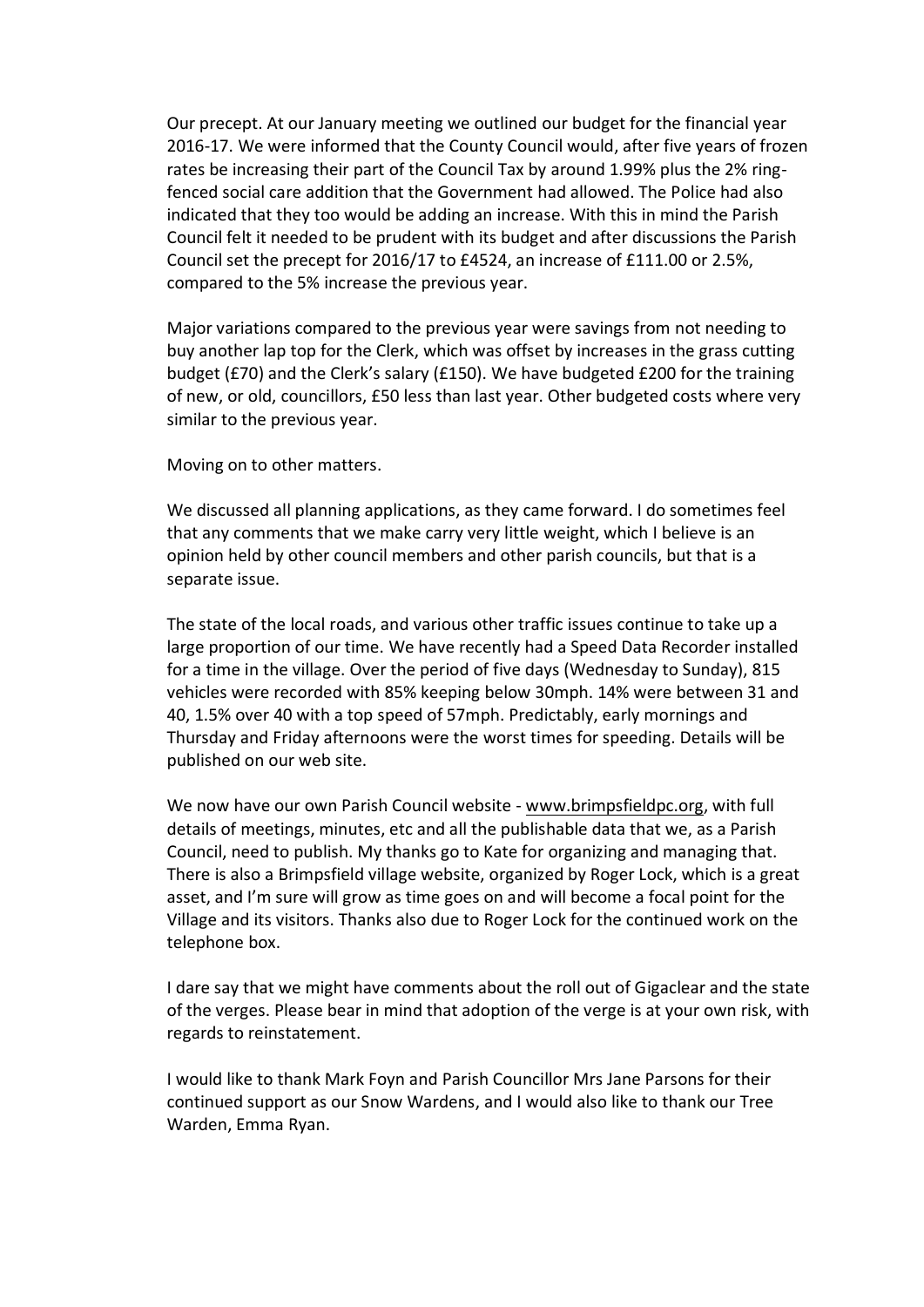Our precept. At our January meeting we outlined our budget for the financial year 2016-17. We were informed that the County Council would, after five years of frozen rates be increasing their part of the Council Tax by around 1.99% plus the 2% ring-fenced social care addition that the Government had allowed. The Police had also indicated that they too would be adding an increase. With this in mind the Parish Council felt it needed to be prudent with its budget and after discussions the Parish Council set the precept for 2016/17 to £4524, an increase of £111.00 or 2.5%, compared to the 5% increase the previous year.

Major variations compared to the previous year were savings from not needing to buy another lap top for the Clerk, which was offset by increases in the grass cutting budget (£70) and the Clerk's salary (£150). We have budgeted £200 for the training of new, or old, councillors, £50 less than last year. Other budgeted costs where very similar to the previous year.

Moving on to other matters.

We discussed all planning applications, as they came forward. I do sometimes feel that any comments that we make carry very little weight, which I believe is an opinion held by other council members and other parish councils, but that is a separate issue.

The state of the local roads, and various other traffic issues continue to take up a large proportion of our time. We have recently had a Speed Data Recorder installed for a time in the village. Over the period of five days (Wednesday to Sunday), 815 vehicles were recorded with 85% keeping below 30mph. 14% were between 31 and 40, 1.5% over 40 with a top speed of 57mph. Predictably, early mornings and Thursday and Friday afternoons were the worst times for speeding. Details will be published on our web site.

We now have our own Parish Council website - www.brimpsfieldpc.org, with full details of meetings, minutes, etc and all the publishable data that we, as a Parish Council, need to publish. My thanks go to Kate for organizing and managing that. There is also a Brimpsfield village website, organized by Roger Lock, which is a great asset, and I'm sure will grow as time goes on and will become a focal point for the Village and its visitors. Thanks also due to Roger Lock for the continued work on the telephone box.

I dare say that we might have comments about the roll out of Gigaclear and the state of the verges. Please bear in mind that adoption of the verge is at your own risk, with regards to reinstatement.

I would like to thank Mark Foyn and Parish Councillor Mrs Jane Parsons for their continued support as our Snow Wardens, and I would also like to thank our Tree Warden, Emma Ryan.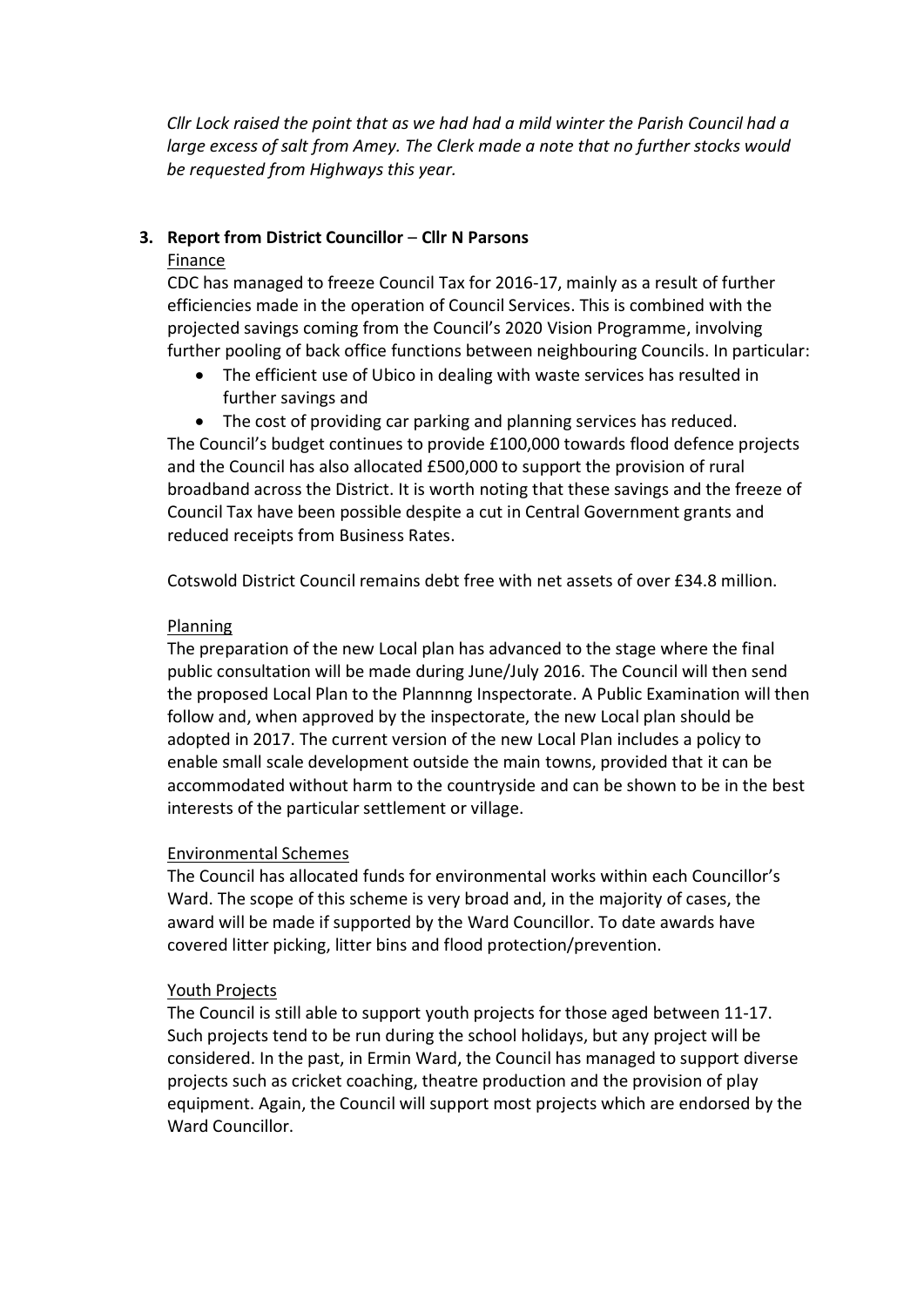*Cllr Lock raised the point that as we had had a mild winter the Parish Council had a large excess of salt from Amey. The Clerk made a note that no further stocks would be requested from Highways this year.*

3. **Report from District Councillor – Cllr N Parsons**

Finance

CDC has managed to freeze Council Tax for 2016-17, mainly as a result of further efficiencies made in the operation of Council Services. This is combined with the projected savings coming from the Council's 2020 Vision Programme, involving further pooling of back office functions between neighbouring Councils. In particular:

- The efficient use of Ubico in dealing with waste services has resulted in further savings and
- The cost of providing car parking and planning services has reduced.

The Council's budget continues to provide £100,000 towards flood defence projects and the Council has also allocated £500,000 to support the provision of rural broadband across the District. It is worth noting that these savings and the freeze of Council Tax have been possible despite a cut in Central Government grants and reduced receipts from Business Rates.

Cotswold District Council remains debt free with net assets of over £34.8 million.

Planning

The preparation of the new Local plan has advanced to the stage where the final public consultation will be made during June/July 2016. The Council will then send the proposed Local Plan to the Plannnng Inspectorate. A Public Examination will then follow and, when approved by the inspectorate, the new Local plan should be adopted in 2017. The current version of the new Local Plan includes a policy to enable small scale development outside the main towns, provided that it can be accommodated without harm to the countryside and can be shown to be in the best interests of the particular settlement or village.

Environmental Schemes

The Council has allocated funds for environmental works within each Councillor's Ward. The scope of this scheme is very broad and, in the majority of cases, the award will be made if supported by the Ward Councillor. To date awards have covered litter picking, litter bins and flood protection/prevention.

Youth Projects

The Council is still able to support youth projects for those aged between 11-17. Such projects tend to be run during the school holidays, but any project will be considered. In the past, in Ermin Ward, the Council has managed to support diverse projects such as cricket coaching, theatre production and the provision of play equipment. Again, the Council will support most projects which are endorsed by the Ward Councillor.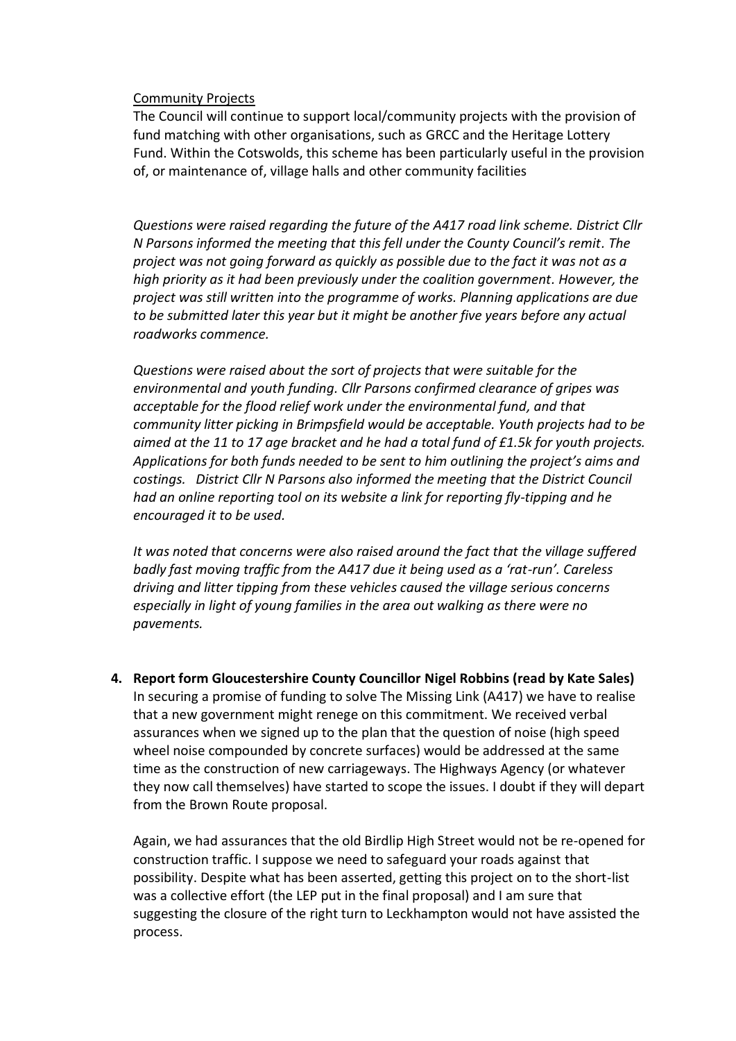Community Projects

The Council will continue to support local/community projects with the provision of fund matching with other organisations, such as GRCC and the Heritage Lottery Fund. Within the Cotswolds, this scheme has been particularly useful in the provision of, or maintenance of, village halls and other community facilities

*Questions were raised regarding the future of the A417 road link scheme. District Cllr N Parsons informed the meeting that this fell under the County Council's remit. The project was not going forward as quickly as possible due to the fact it was not as a high priority as it had been previously under the coalition government. However, the project was still written into the programme of works. Planning applications are due to be submitted later this year but it might be another five years before any actual roadworks commence.*

*Questions were raised about the sort of projects that were suitable for the environmental and youth funding. Cllr Parsons confirmed clearance of gripes was acceptable for the flood relief work under the environmental fund, and that community litter picking in Brimpsfield would be acceptable. Youth projects had to be aimed at the 11 to 17 age bracket and he had a total fund of £1.5k for youth projects. Applications for both funds needed to be sent to him outlining the project's aims and costings. District Cllr N Parsons also informed the meeting that the District Council had an online reporting tool on its website a link for reporting fly-tipping and he encouraged it to be used.*

*It was noted that concerns were also raised around the fact that the village suffered badly fast moving traffic from the A417 due it being used as a 'rat-run'. Careless driving and litter tipping from these vehicles caused the village serious concerns especially in light of young families in the area out walking as there were no pavements.*

4. **Report form Gloucestershire County Councillor Nigel Robbins (read by Kate Sales)**

   In securing a promise of funding to solve The Missing Link (A417) we have to realise that a new government might renege on this commitment. We received verbal assurances when we signed up to the plan that the question of noise (high speed wheel noise compounded by concrete surfaces) would be addressed at the same time as the construction of new carriageways. The Highways Agency (or whatever they now call themselves) have started to scope the issues. I doubt if they will depart from the Brown Route proposal.

   Again, we had assurances that the old Birdlip High Street would not be re-opened for construction traffic. I suppose we need to safeguard your roads against that possibility. Despite what has been asserted, getting this project on to the short-list was a collective effort (the LEP put in the final proposal) and I am sure that suggesting the closure of the right turn to Leckhampton would not have assisted the process.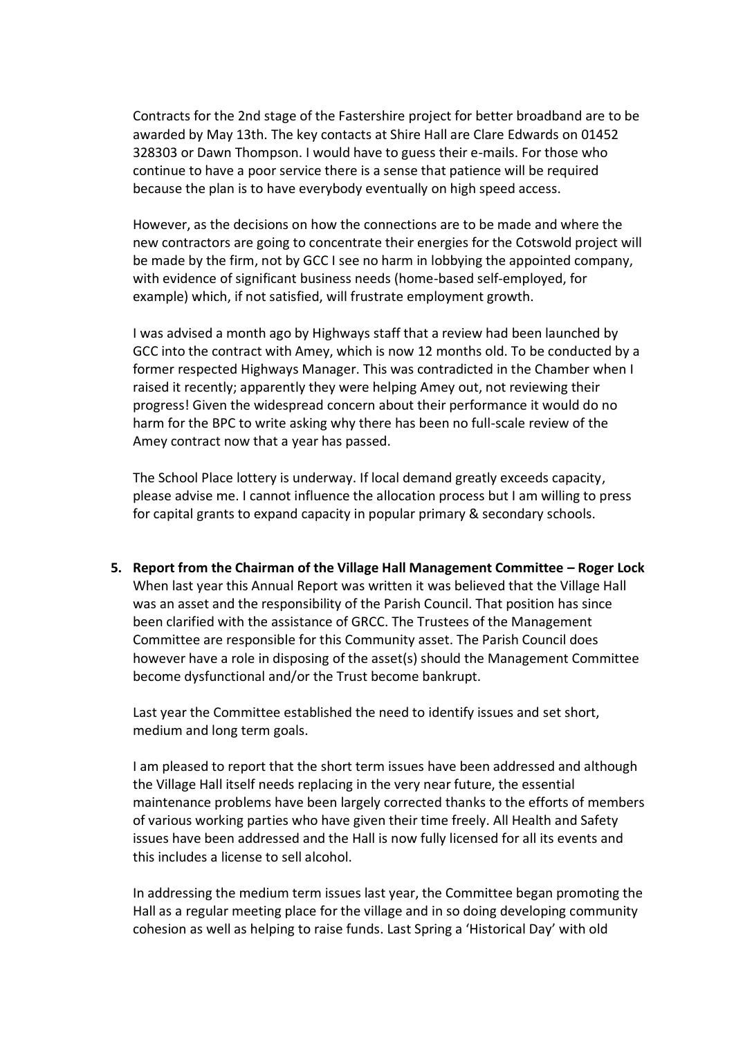Contracts for the 2nd stage of the Fastershire project for better broadband are to be awarded by May 13th. The key contacts at Shire Hall are Clare Edwards on 01452 328303 or Dawn Thompson. I would have to guess their e-mails. For those who continue to have a poor service there is a sense that patience will be required because the plan is to have everybody eventually on high speed access.

However, as the decisions on how the connections are to be made and where the new contractors are going to concentrate their energies for the Cotswold project will be made by the firm, not by GCC I see no harm in lobbying the appointed company, with evidence of significant business needs (home-based self-employed, for example) which, if not satisfied, will frustrate employment growth.

I was advised a month ago by Highways staff that a review had been launched by GCC into the contract with Amey, which is now 12 months old. To be conducted by a former respected Highways Manager. This was contradicted in the Chamber when I raised it recently; apparently they were helping Amey out, not reviewing their progress! Given the widespread concern about their performance it would do no harm for the BPC to write asking why there has been no full-scale review of the Amey contract now that a year has passed.

The School Place lottery is underway. If local demand greatly exceeds capacity, please advise me. I cannot influence the allocation process but I am willing to press for capital grants to expand capacity in popular primary & secondary schools.

5. **Report from the Chairman of the Village Hall Management Committee – Roger Lock**

When last year this Annual Report was written it was believed that the Village Hall was an asset and the responsibility of the Parish Council. That position has since been clarified with the assistance of GRCC. The Trustees of the Management Committee are responsible for this Community asset. The Parish Council does however have a role in disposing of the asset(s) should the Management Committee become dysfunctional and/or the Trust become bankrupt.

Last year the Committee established the need to identify issues and set short, medium and long term goals.

I am pleased to report that the short term issues have been addressed and although the Village Hall itself needs replacing in the very near future, the essential maintenance problems have been largely corrected thanks to the efforts of members of various working parties who have given their time freely. All Health and Safety issues have been addressed and the Hall is now fully licensed for all its events and this includes a license to sell alcohol.

In addressing the medium term issues last year, the Committee began promoting the Hall as a regular meeting place for the village and in so doing developing community cohesion as well as helping to raise funds. Last Spring a 'Historical Day' with old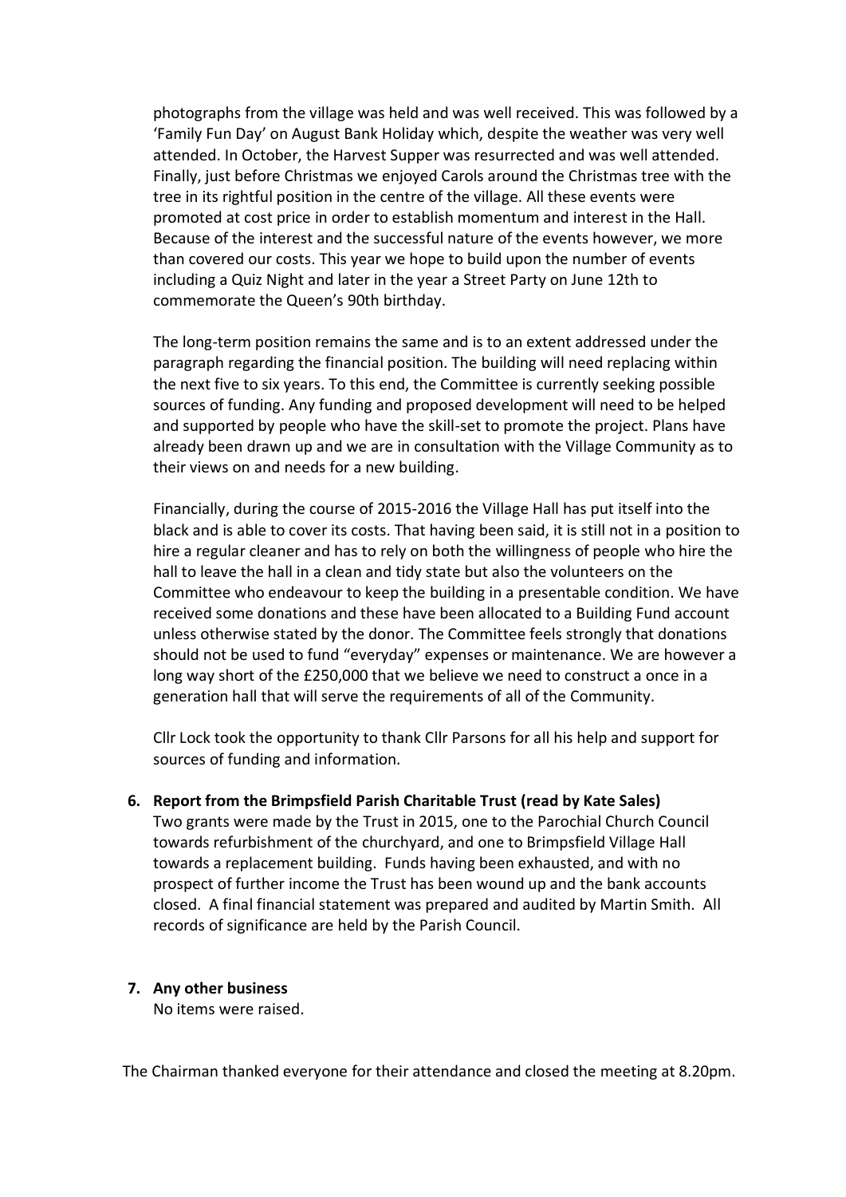photographs from the village was held and was well received. This was followed by a 'Family Fun Day' on August Bank Holiday which, despite the weather was very well attended. In October, the Harvest Supper was resurrected and was well attended. Finally, just before Christmas we enjoyed Carols around the Christmas tree with the tree in its rightful position in the centre of the village. All these events were promoted at cost price in order to establish momentum and interest in the Hall. Because of the interest and the successful nature of the events however, we more than covered our costs. This year we hope to build upon the number of events including a Quiz Night and later in the year a Street Party on June 12th to commemorate the Queen's 90th birthday.

The long-term position remains the same and is to an extent addressed under the paragraph regarding the financial position. The building will need replacing within the next five to six years. To this end, the Committee is currently seeking possible sources of funding. Any funding and proposed development will need to be helped and supported by people who have the skill-set to promote the project. Plans have already been drawn up and we are in consultation with the Village Community as to their views on and needs for a new building.

Financially, during the course of 2015-2016 the Village Hall has put itself into the black and is able to cover its costs. That having been said, it is still not in a position to hire a regular cleaner and has to rely on both the willingness of people who hire the hall to leave the hall in a clean and tidy state but also the volunteers on the Committee who endeavour to keep the building in a presentable condition. We have received some donations and these have been allocated to a Building Fund account unless otherwise stated by the donor. The Committee feels strongly that donations should not be used to fund "everyday" expenses or maintenance. We are however a long way short of the £250,000 that we believe we need to construct a once in a generation hall that will serve the requirements of all of the Community.

Cllr Lock took the opportunity to thank Cllr Parsons for all his help and support for sources of funding and information.

6. **Report from the Brimpsfield Parish Charitable Trust (read by Kate Sales)**
   Two grants were made by the Trust in 2015, one to the Parochial Church Council towards refurbishment of the churchyard, and one to Brimpsfield Village Hall towards a replacement building. Funds having been exhausted, and with no prospect of further income the Trust has been wound up and the bank accounts closed. A final financial statement was prepared and audited by Martin Smith. All records of significance are held by the Parish Council.

7. **Any other business**
   No items were raised.

The Chairman thanked everyone for their attendance and closed the meeting at 8.20pm.